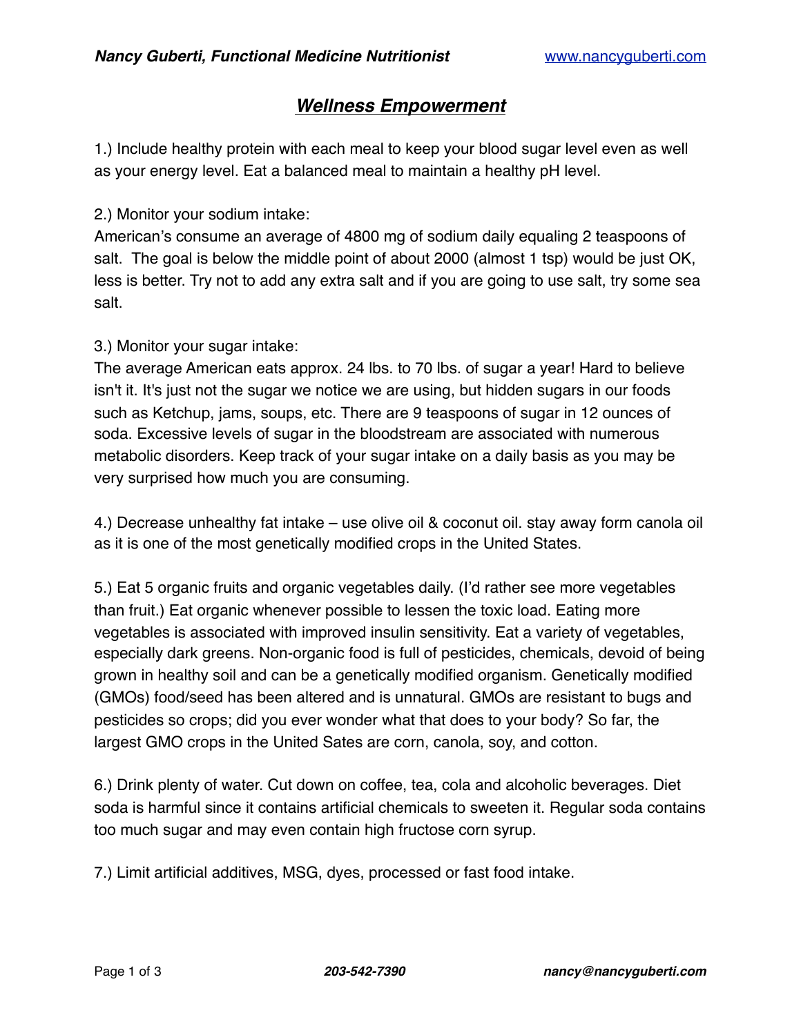# *Wellness Empowerment*

1.) Include healthy protein with each meal to keep your blood sugar level even as well as your energy level. Eat a balanced meal to maintain a healthy pH level.

2.) Monitor your sodium intake:
American's consume an average of 4800 mg of sodium daily equaling 2 teaspoons of salt. The goal is below the middle point of about 2000 (almost 1 tsp) would be just OK, less is better. Try not to add any extra salt and if you are going to use salt, try some sea salt.

3.) Monitor your sugar intake:
The average American eats approx. 24 lbs. to 70 lbs. of sugar a year! Hard to believe isn't it. It's just not the sugar we notice we are using, but hidden sugars in our foods such as Ketchup, jams, soups, etc. There are 9 teaspoons of sugar in 12 ounces of soda. Excessive levels of sugar in the bloodstream are associated with numerous metabolic disorders. Keep track of your sugar intake on a daily basis as you may be very surprised how much you are consuming.

4.) Decrease unhealthy fat intake – use olive oil & coconut oil. stay away form canola oil as it is one of the most genetically modified crops in the United States.

5.) Eat 5 organic fruits and organic vegetables daily. (I'd rather see more vegetables than fruit.) Eat organic whenever possible to lessen the toxic load. Eating more vegetables is associated with improved insulin sensitivity. Eat a variety of vegetables, especially dark greens. Non-organic food is full of pesticides, chemicals, devoid of being grown in healthy soil and can be a genetically modified organism. Genetically modified (GMOs) food/seed has been altered and is unnatural. GMOs are resistant to bugs and pesticides so crops; did you ever wonder what that does to your body? So far, the largest GMO crops in the United Sates are corn, canola, soy, and cotton.

6.) Drink plenty of water. Cut down on coffee, tea, cola and alcoholic beverages. Diet soda is harmful since it contains artificial chemicals to sweeten it. Regular soda contains too much sugar and may even contain high fructose corn syrup.

7.) Limit artificial additives, MSG, dyes, processed or fast food intake.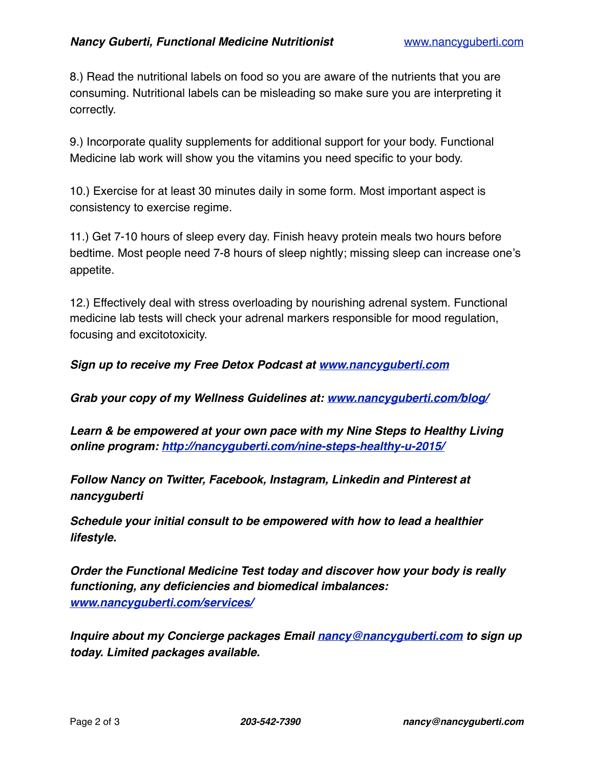8.) Read the nutritional labels on food so you are aware of the nutrients that you are consuming. Nutritional labels can be misleading so make sure you are interpreting it correctly.

9.) Incorporate quality supplements for additional support for your body. Functional Medicine lab work will show you the vitamins you need specific to your body.

10.) Exercise for at least 30 minutes daily in some form. Most important aspect is consistency to exercise regime.

11.) Get 7-10 hours of sleep every day. Finish heavy protein meals two hours before bedtime. Most people need 7-8 hours of sleep nightly; missing sleep can increase one's appetite.

12.) Effectively deal with stress overloading by nourishing adrenal system. Functional medicine lab tests will check your adrenal markers responsible for mood regulation, focusing and excitotoxicity.

***Sign up to receive my Free Detox Podcast at [www.nancyguberti.com](http://www.nancyguberti.com)***

***Grab your copy of my Wellness Guidelines at: [www.nancyguberti.com/blog/](http://www.nancyguberti.com/blog/)***

***Learn & be empowered at your own pace with my Nine Steps to Healthy Living online program: [http://nancyguberti.com/nine-steps-healthy-u-2015/](http://nancyguberti.com/nine-steps-healthy-u-2015/)***

***Follow Nancy on Twitter, Facebook, Instagram, Linkedin and Pinterest at nancyguberti***

***Schedule your initial consult to be empowered with how to lead a healthier lifestyle.***

***Order the Functional Medicine Test today and discover how your body is really functioning, any deficiencies and biomedical imbalances: [www.nancyguberti.com/services/](http://www.nancyguberti.com/services/)***

***Inquire about my Concierge packages Email [nancy@nancyguberti.com](mailto:nancy@nancyguberti.com) to sign up today. Limited packages available.***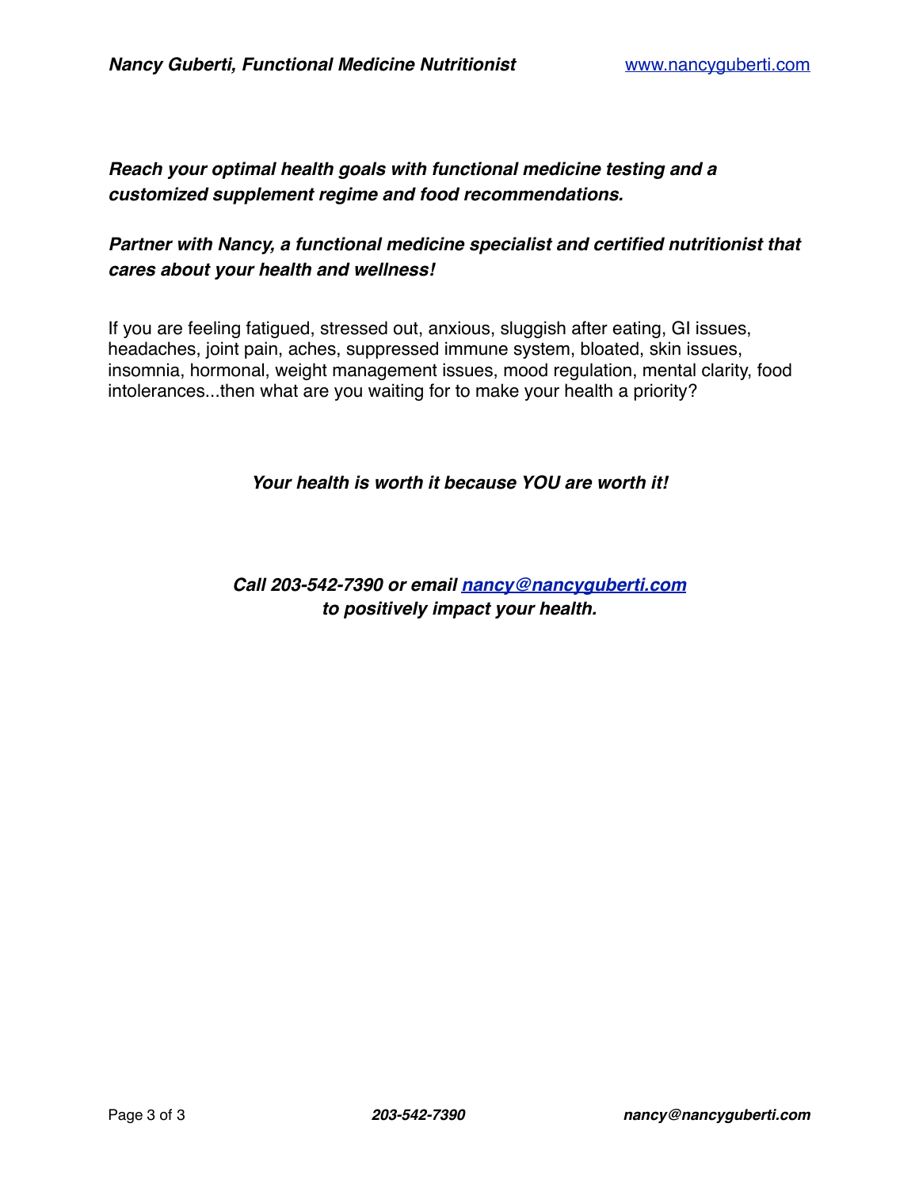***Reach your optimal health goals with functional medicine testing and a customized supplement regime and food recommendations.***

***Partner with Nancy, a functional medicine specialist and certified nutritionist that cares about your health and wellness!***

If you are feeling fatigued, stressed out, anxious, sluggish after eating, GI issues, headaches, joint pain, aches, suppressed immune system, bloated, skin issues, insomnia, hormonal, weight management issues, mood regulation, mental clarity, food intolerances...then what are you waiting for to make your health a priority?

***Your health is worth it because YOU are worth it!***

***Call 203-542-7390 or email [nancy@nancyguberti.com](mailto:nancy@nancyguberti.com) to positively impact your health.***